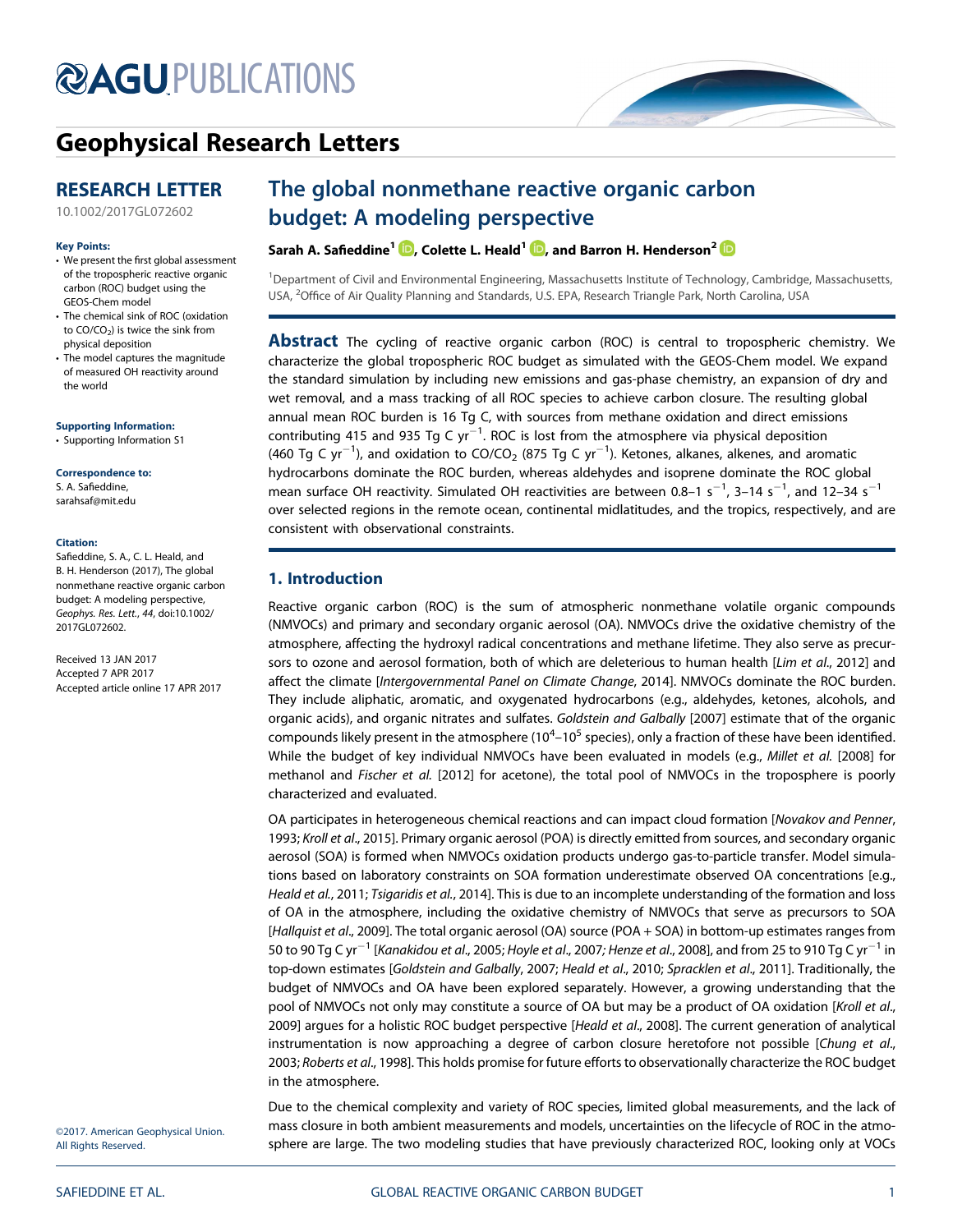# Geophysical Research Letters

## RESEARCH LETTER

10.1002/2017GL072602

**Key Points:**

- We present the first global assessment of the tropospheric reactive organic carbon (ROC) budget using the GEOS-Chem model
- The chemical sink of ROC (oxidation to $CO/CO_2$) is twice the sink from physical deposition
- The model captures the magnitude of measured OH reactivity around the world

**Supporting Information:**

- Supporting Information S1

**Correspondence to:**

S. A. Safieddine,
sarahsaf@mit.edu

**Citation:**

Safieddine, S. A., C. L. Heald, and B. H. Henderson (2017), The global nonmethane reactive organic carbon budget: A modeling perspective, *Geophys. Res. Lett.*, *44*, doi:10.1002/2017GL072602.

Received 13 JAN 2017
Accepted 7 APR 2017
Accepted article online 17 APR 2017

©2017. American Geophysical Union. All Rights Reserved.

# The global nonmethane reactive organic carbon budget: A modeling perspective

**Sarah A. Safieddine[1], Colette L. Heald[1], and Barron H. Henderson[2]**

[1]Department of Civil and Environmental Engineering, Massachusetts Institute of Technology, Cambridge, Massachusetts, USA, [2]Office of Air Quality Planning and Standards, U.S. EPA, Research Triangle Park, North Carolina, USA

**Abstract** The cycling of reactive organic carbon (ROC) is central to tropospheric chemistry. We characterize the global tropospheric ROC budget as simulated with the GEOS-Chem model. We expand the standard simulation by including new emissions and gas-phase chemistry, an expansion of dry and wet removal, and a mass tracking of all ROC species to achieve carbon closure. The resulting global annual mean ROC burden is 16 Tg C, with sources from methane oxidation and direct emissions contributing 415 and 935 Tg C $yr^{-1}$. ROC is lost from the atmosphere via physical deposition (460 Tg C $yr^{-1}$), and oxidation to $CO/CO_2$ (875 Tg C $yr^{-1}$). Ketones, alkanes, alkenes, and aromatic hydrocarbons dominate the ROC burden, whereas aldehydes and isoprene dominate the ROC global mean surface OH reactivity. Simulated OH reactivities are between 0.8–1 $s^{-1}$, 3–14 $s^{-1}$, and 12–34 $s^{-1}$ over selected regions in the remote ocean, continental midlatitudes, and the tropics, respectively, and are consistent with observational constraints.

## 1. Introduction

Reactive organic carbon (ROC) is the sum of atmospheric nonmethane volatile organic compounds (NMVOCs) and primary and secondary organic aerosol (OA). NMVOCs drive the oxidative chemistry of the atmosphere, affecting the hydroxyl radical concentrations and methane lifetime. They also serve as precursors to ozone and aerosol formation, both of which are deleterious to human health [*Lim et al.*, 2012] and affect the climate [*Intergovernmental Panel on Climate Change*, 2014]. NMVOCs dominate the ROC burden. They include aliphatic, aromatic, and oxygenated hydrocarbons (e.g., aldehydes, ketones, alcohols, and organic acids), and organic nitrates and sulfates. *Goldstein and Galbally* [2007] estimate that of the organic compounds likely present in the atmosphere ($10^4$–$10^5$ species), only a fraction of these have been identified. While the budget of key individual NMVOCs have been evaluated in models (e.g., *Millet et al.* [2008] for methanol and *Fischer et al.* [2012] for acetone), the total pool of NMVOCs in the troposphere is poorly characterized and evaluated.

OA participates in heterogeneous chemical reactions and can impact cloud formation [*Novakov and Penner*, 1993; *Kroll et al.*, 2015]. Primary organic aerosol (POA) is directly emitted from sources, and secondary organic aerosol (SOA) is formed when NMVOCs oxidation products undergo gas-to-particle transfer. Model simulations based on laboratory constraints on SOA formation underestimate observed OA concentrations [e.g., *Heald et al.*, 2011; *Tsigaridis et al.*, 2014]. This is due to an incomplete understanding of the formation and loss of OA in the atmosphere, including the oxidative chemistry of NMVOCs that serve as precursors to SOA [*Hallquist et al.*, 2009]. The total organic aerosol (OA) source (POA + SOA) in bottom-up estimates ranges from 50 to 90 Tg C $yr^{-1}$ [*Kanakidou et al.*, 2005; *Hoyle et al.*, 2007; *Henze et al.*, 2008], and from 25 to 910 Tg C $yr^{-1}$ in top-down estimates [*Goldstein and Galbally*, 2007; *Heald et al.*, 2010; *Spracklen et al.*, 2011]. Traditionally, the budget of NMVOCs and OA have been explored separately. However, a growing understanding that the pool of NMVOCs not only may constitute a source of OA but may be a product of OA oxidation [*Kroll et al.*, 2009] argues for a holistic ROC budget perspective [*Heald et al.*, 2008]. The current generation of analytical instrumentation is now approaching a degree of carbon closure heretofore not possible [*Chung et al.*, 2003; *Roberts et al.*, 1998]. This holds promise for future efforts to observationally characterize the ROC budget in the atmosphere.

Due to the chemical complexity and variety of ROC species, limited global measurements, and the lack of mass closure in both ambient measurements and models, uncertainties on the lifecycle of ROC in the atmosphere are large. The two modeling studies that have previously characterized ROC, looking only at VOCs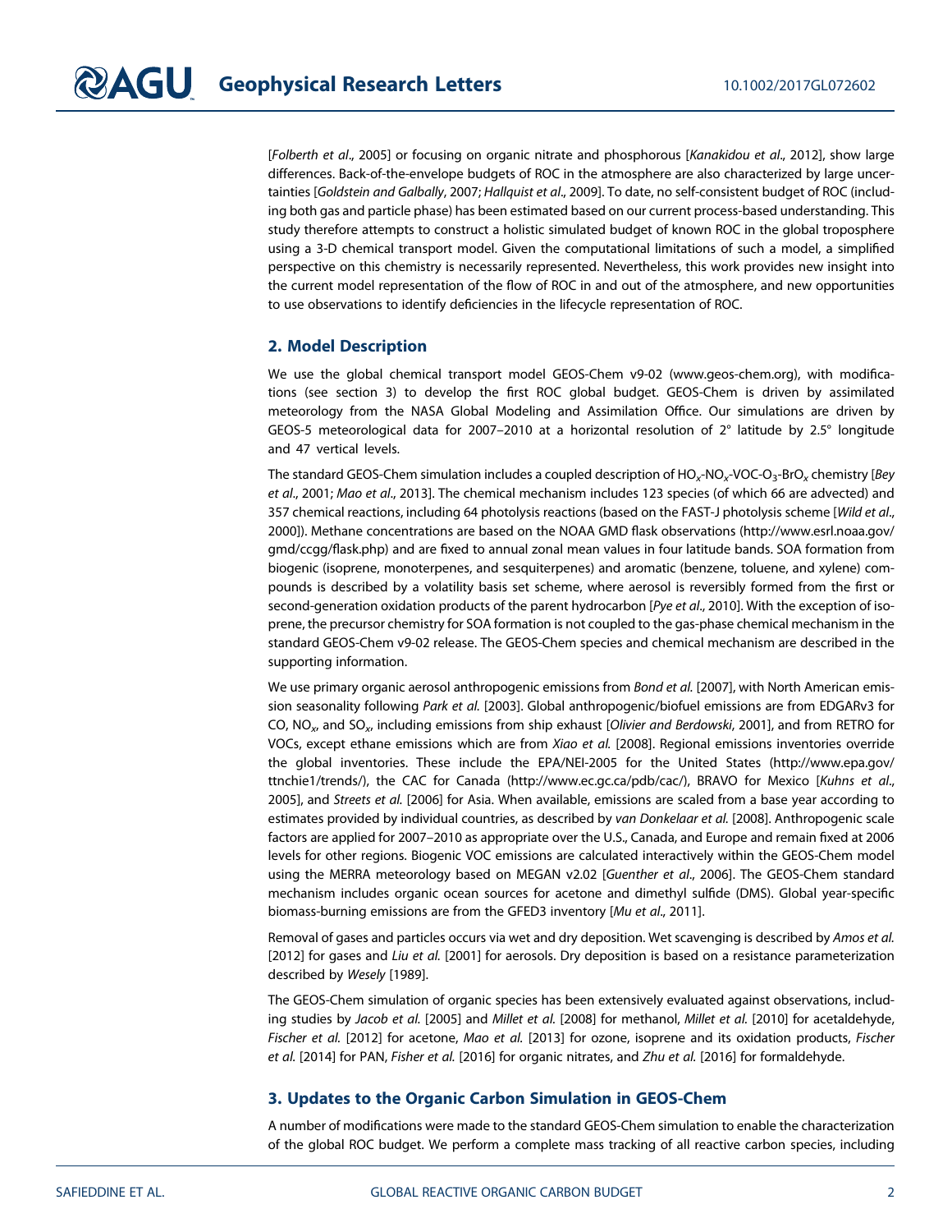[*Folberth et al.*, 2005] or focusing on organic nitrate and phosphorous [*Kanakidou et al.*, 2012], show large differences. Back-of-the-envelope budgets of ROC in the atmosphere are also characterized by large uncertainties [*Goldstein and Galbally*, 2007; *Hallquist et al.*, 2009]. To date, no self-consistent budget of ROC (including both gas and particle phase) has been estimated based on our current process-based understanding. This study therefore attempts to construct a holistic simulated budget of known ROC in the global troposphere using a 3-D chemical transport model. Given the computational limitations of such a model, a simplified perspective on this chemistry is necessarily represented. Nevertheless, this work provides new insight into the current model representation of the flow of ROC in and out of the atmosphere, and new opportunities to use observations to identify deficiencies in the lifecycle representation of ROC.

## 2. Model Description

We use the global chemical transport model GEOS-Chem v9-02 (www.geos-chem.org), with modifications (see section 3) to develop the first ROC global budget. GEOS-Chem is driven by assimilated meteorology from the NASA Global Modeling and Assimilation Office. Our simulations are driven by GEOS-5 meteorological data for 2007–2010 at a horizontal resolution of 2° latitude by 2.5° longitude and 47 vertical levels.

The standard GEOS-Chem simulation includes a coupled description of $HO_x$-$NO_x$-VOC-$O_3$-$BrO_x$ chemistry [*Bey et al.*, 2001; *Mao et al.*, 2013]. The chemical mechanism includes 123 species (of which 66 are advected) and 357 chemical reactions, including 64 photolysis reactions (based on the FAST-J photolysis scheme [*Wild et al.*, 2000]). Methane concentrations are based on the NOAA GMD flask observations (http://www.esrl.noaa.gov/gmd/ccgg/flask.php) and are fixed to annual zonal mean values in four latitude bands. SOA formation from biogenic (isoprene, monoterpenes, and sesquiterpenes) and aromatic (benzene, toluene, and xylene) compounds is described by a volatility basis set scheme, where aerosol is reversibly formed from the first or second-generation oxidation products of the parent hydrocarbon [*Pye et al.*, 2010]. With the exception of isoprene, the precursor chemistry for SOA formation is not coupled to the gas-phase chemical mechanism in the standard GEOS-Chem v9-02 release. The GEOS-Chem species and chemical mechanism are described in the supporting information.

We use primary organic aerosol anthropogenic emissions from *Bond et al.* [2007], with North American emission seasonality following *Park et al.* [2003]. Global anthropogenic/biofuel emissions are from EDGARv3 for CO, $NO_x$, and $SO_x$, including emissions from ship exhaust [*Olivier and Berdowski*, 2001], and from RETRO for VOCs, except ethane emissions which are from *Xiao et al.* [2008]. Regional emissions inventories override the global inventories. These include the EPA/NEI-2005 for the United States (http://www.epa.gov/ttnchie1/trends/), the CAC for Canada (http://www.ec.gc.ca/pdb/cac/), BRAVO for Mexico [*Kuhns et al.*, 2005], and *Streets et al.* [2006] for Asia. When available, emissions are scaled from a base year according to estimates provided by individual countries, as described by *van Donkelaar et al.* [2008]. Anthropogenic scale factors are applied for 2007–2010 as appropriate over the U.S., Canada, and Europe and remain fixed at 2006 levels for other regions. Biogenic VOC emissions are calculated interactively within the GEOS-Chem model using the MERRA meteorology based on MEGAN v2.02 [*Guenther et al.*, 2006]. The GEOS-Chem standard mechanism includes organic ocean sources for acetone and dimethyl sulfide (DMS). Global year-specific biomass-burning emissions are from the GFED3 inventory [*Mu et al.*, 2011].

Removal of gases and particles occurs via wet and dry deposition. Wet scavenging is described by *Amos et al.* [2012] for gases and *Liu et al.* [2001] for aerosols. Dry deposition is based on a resistance parameterization described by *Wesely* [1989].

The GEOS-Chem simulation of organic species has been extensively evaluated against observations, including studies by *Jacob et al.* [2005] and *Millet et al.* [2008] for methanol, *Millet et al.* [2010] for acetaldehyde, *Fischer et al.* [2012] for acetone, *Mao et al.* [2013] for ozone, isoprene and its oxidation products, *Fischer et al.* [2014] for PAN, *Fisher et al.* [2016] for organic nitrates, and *Zhu et al.* [2016] for formaldehyde.

## 3. Updates to the Organic Carbon Simulation in GEOS-Chem

A number of modifications were made to the standard GEOS-Chem simulation to enable the characterization of the global ROC budget. We perform a complete mass tracking of all reactive carbon species, including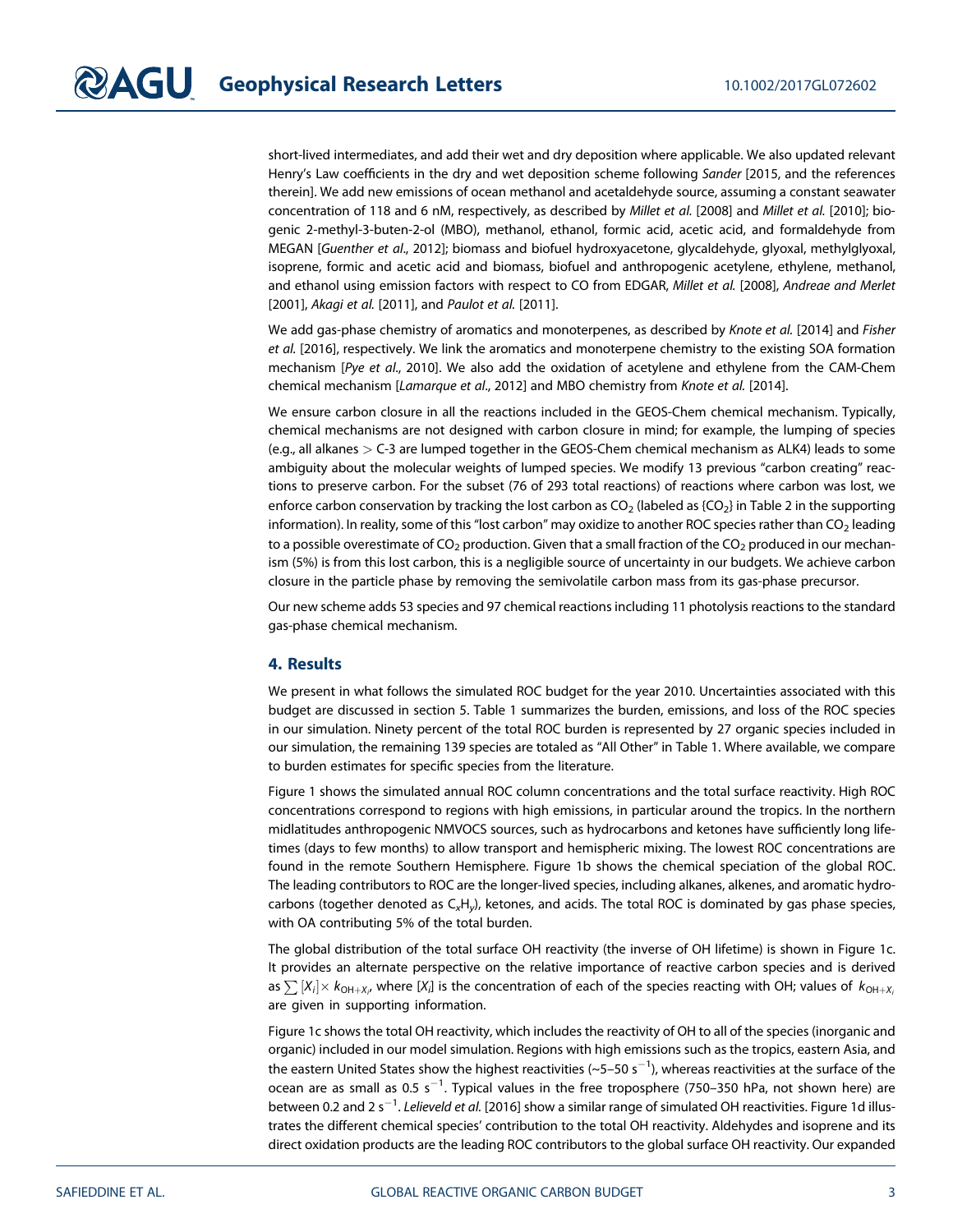short-lived intermediates, and add their wet and dry deposition where applicable. We also updated relevant Henry's Law coefficients in the dry and wet deposition scheme following *Sander* [2015, and the references therein]. We add new emissions of ocean methanol and acetaldehyde source, assuming a constant seawater concentration of 118 and 6 nM, respectively, as described by *Millet et al.* [2008] and *Millet et al.* [2010]; biogenic 2-methyl-3-buten-2-ol (MBO), methanol, ethanol, formic acid, acetic acid, and formaldehyde from MEGAN [*Guenther et al.*, 2012]; biomass and biofuel hydroxyacetone, glycaldehyde, glyoxal, methylglyoxal, isoprene, formic and acetic acid and biomass, biofuel and anthropogenic acetylene, ethylene, methanol, and ethanol using emission factors with respect to CO from EDGAR, *Millet et al.* [2008], *Andreae and Merlet* [2001], *Akagi et al.* [2011], and *Paulot et al.* [2011].

We add gas-phase chemistry of aromatics and monoterpenes, as described by *Knote et al.* [2014] and *Fisher et al.* [2016], respectively. We link the aromatics and monoterpene chemistry to the existing SOA formation mechanism [*Pye et al.*, 2010]. We also add the oxidation of acetylene and ethylene from the CAM-Chem chemical mechanism [*Lamarque et al.*, 2012] and MBO chemistry from *Knote et al.* [2014].

We ensure carbon closure in all the reactions included in the GEOS-Chem chemical mechanism. Typically, chemical mechanisms are not designed with carbon closure in mind; for example, the lumping of species (e.g., all alkanes > C-3 are lumped together in the GEOS-Chem chemical mechanism as ALK4) leads to some ambiguity about the molecular weights of lumped species. We modify 13 previous "carbon creating" reactions to preserve carbon. For the subset (76 of 293 total reactions) of reactions where carbon was lost, we enforce carbon conservation by tracking the lost carbon as $CO_2$ (labeled as {$CO_2$} in Table 2 in the supporting information). In reality, some of this "lost carbon" may oxidize to another ROC species rather than $CO_2$ leading to a possible overestimate of $CO_2$ production. Given that a small fraction of the $CO_2$ produced in our mechanism (5%) is from this lost carbon, this is a negligible source of uncertainty in our budgets. We achieve carbon closure in the particle phase by removing the semivolatile carbon mass from its gas-phase precursor.

Our new scheme adds 53 species and 97 chemical reactions including 11 photolysis reactions to the standard gas-phase chemical mechanism.

## 4. Results

We present in what follows the simulated ROC budget for the year 2010. Uncertainties associated with this budget are discussed in section 5. Table 1 summarizes the burden, emissions, and loss of the ROC species in our simulation. Ninety percent of the total ROC burden is represented by 27 organic species included in our simulation, the remaining 139 species are totaled as "All Other" in Table 1. Where available, we compare to burden estimates for specific species from the literature.

Figure 1 shows the simulated annual ROC column concentrations and the total surface reactivity. High ROC concentrations correspond to regions with high emissions, in particular around the tropics. In the northern midlatitudes anthropogenic NMVOCS sources, such as hydrocarbons and ketones have sufficiently long lifetimes (days to few months) to allow transport and hemispheric mixing. The lowest ROC concentrations are found in the remote Southern Hemisphere. Figure 1b shows the chemical speciation of the global ROC. The leading contributors to ROC are the longer-lived species, including alkanes, alkenes, and aromatic hydrocarbons (together denoted as $C_xH_y$), ketones, and acids. The total ROC is dominated by gas phase species, with OA contributing 5% of the total burden.

The global distribution of the total surface OH reactivity (the inverse of OH lifetime) is shown in Figure 1c. It provides an alternate perspective on the relative importance of reactive carbon species and is derived as $\sum [X_i] \times k_{OH+X_i}$, where $[X_i]$ is the concentration of each of the species reacting with OH; values of $k_{OH+X_i}$ are given in supporting information.

Figure 1c shows the total OH reactivity, which includes the reactivity of OH to all of the species (inorganic and organic) included in our model simulation. Regions with high emissions such as the tropics, eastern Asia, and the eastern United States show the highest reactivities (~5–50 $s^{-1}$), whereas reactivities at the surface of the ocean are as small as 0.5 $s^{-1}$. Typical values in the free troposphere (750–350 hPa, not shown here) are between 0.2 and 2 $s^{-1}$. *Lelieveld et al.* [2016] show a similar range of simulated OH reactivities. Figure 1d illustrates the different chemical species' contribution to the total OH reactivity. Aldehydes and isoprene and its direct oxidation products are the leading ROC contributors to the global surface OH reactivity. Our expanded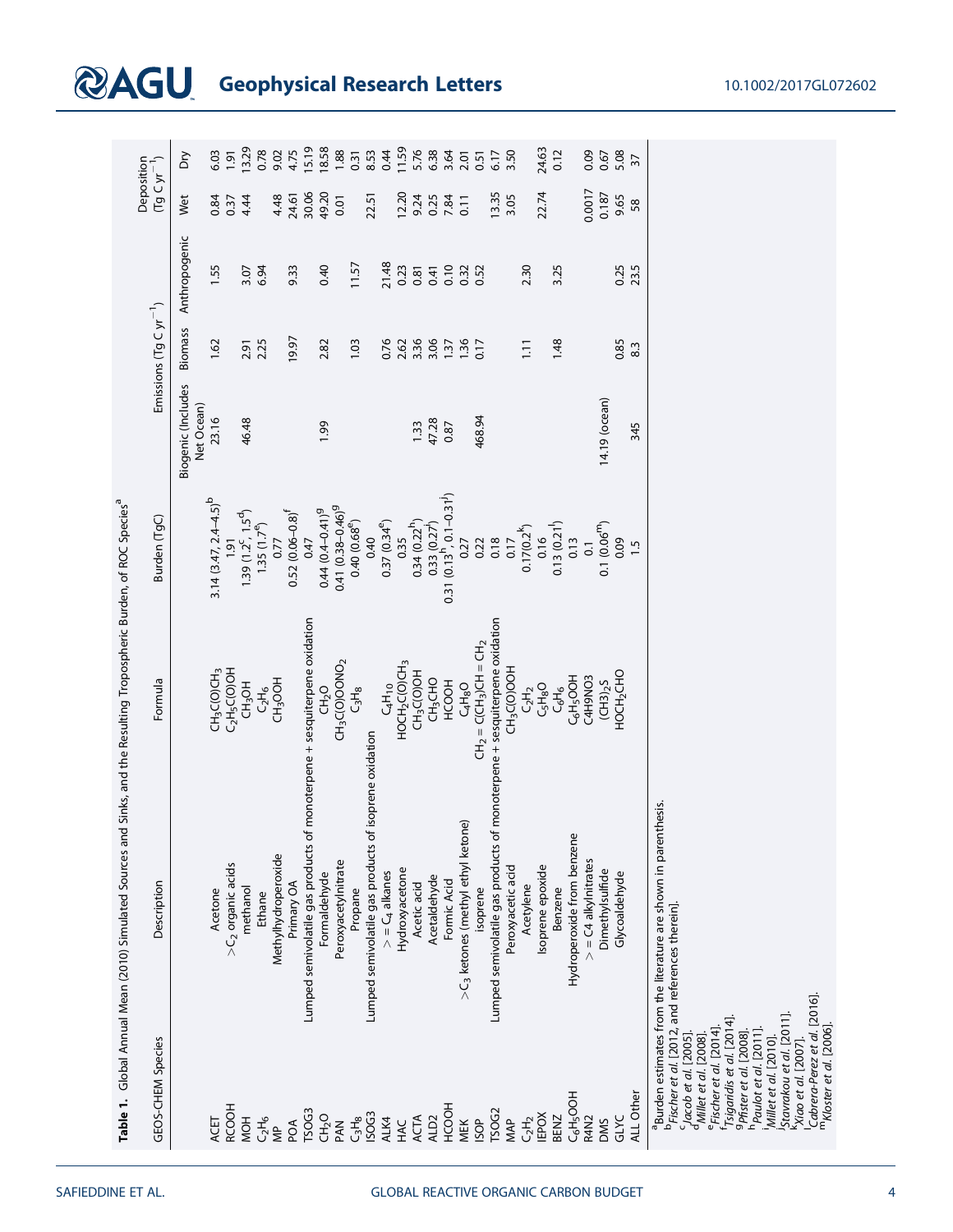**Table 1.** Global Annual Mean (2010) Simulated Sources and Sinks, and the Resulting Tropospheric Burden, of ROC Species[a]

| GEOS-CHEM Species | Description | Formula | Burden (TgC) | Emissions ($Tg\ C\ yr^{-1}$) | | | Deposition ($Tg\ C\ yr^{-1}$) | |
|---|---|---|---|---|---|---|---|---|
| | | | | Biogenic (Includes Net Ocean) | Biomass | Anthropogenic | Wet | Dry |
| ACET | Acetone | $CH_3C(O)CH_3$ | 3.14 (3.47, 2.4–4.5)[b] | 23.16 | 1.62 | 1.55 | 0.84 | 6.03 |
| RCOOH | $>C_2$ organic acids | $C_2H_5C(O)OH$ | 1.91 | | | | 0.37 | 1.91 |
| MOH | methanol | $CH_3OH$ | 1.39 (1.2[c], 1.5[d]) | 46.48 | 2.91 | 3.07 | 4.44 | 13.29 |
| $C_2H_6$ | Ethane | $C_2H_6$ | 1.35 (1.7[e]) | | 2.25 | 6.94 | | 0.78 |
| MP | Methylhydroperoxide | $CH_3OOH$ | 0.77 | | | | 4.48 | 9.02 |
| POA | Primary OA | | 0.52 (0.06–0.8)[f] | | 19.97 | 9.33 | 24.61 | 4.75 |
| TSOG3 | Lumped semivolatile gas products of monoterpene + sesquiterpene oxidation | | 0.47 | | | | 30.06 | 15.19 |
| $CH_2O$ | Formaldehyde | $CH_2O$ | 0.44 (0.4–0.41)[g] | 1.99 | 2.82 | 0.40 | 49.20 | 18.58 |
| PAN | Peroxyacetylnitrate | $CH_3C(O)OONO_2$ | 0.41 (0.38–0.46)[g] | | | | 0.01 | 1.88 |
| $C_3H_8$ | Propane | $C_3H_8$ | 0.40 (0.68[e]) | | 1.03 | 11.57 | | 0.31 |
| ISOG3 | Lumped semivolatile gas products of isoprene oxidation | | 0.40 | | | | 22.51 | 8.53 |
| ALK4 | $>= C_4$ alkanes | $C_4H_{10}$ | 0.37 (0.34[e]) | | 0.76 | 21.48 | | 0.44 |
| HAC | Hydroxyacetone | $HOCH_2C(O)CH_3$ | 0.35 | | 2.62 | 0.23 | 12.20 | 11.59 |
| ACTA | Acetic acid | $CH_3C(O)OH$ | 0.34 (0.22[h]) | 1.33 | 3.36 | 0.81 | 9.24 | 5.76 |
| ALD2 | Acetaldehyde | $CH_3CHO$ | 0.33 (0.27[i]) | 47.28 | 3.06 | 0.41 | 0.25 | 6.38 |
| HCOOH | Formic Acid | $HCOOH$ | 0.31 (0.13[h], 0.1–0.31[j]) | 0.87 | 1.37 | 0.10 | 7.84 | 3.64 |
| MEK | $>C_3$ ketones (methyl ethyl ketone) | $C_4H_8O$ | 0.27 | | 1.36 | 0.32 | 0.11 | 2.01 |
| ISOP | isoprene | $CH_2 = C(CH_3)CH = CH_2$ | 0.22 | 468.94 | 0.17 | 0.52 | | 0.51 |
| TSOG2 | Lumped semivolatile gas products of monoterpene + sesquiterpene oxidation | | 0.18 | | | | 13.35 | 6.17 |
| MAP | Peroxyacetic acid | $CH_3C(O)OOH$ | 0.17 | | | | 3.05 | 3.50 |
| $C_2H_2$ | Acetylene | $C_2H_2$ | 0.17(0.2[k]) | | 1.11 | 2.30 | | |
| IEPOX | Isoprene epoxide | $C_5H_8O$ | 0.16 | | | | 22.74 | 24.63 |
| BENZ | Benzene | $C_6H_6$ | 0.13 (0.21[l]) | | 1.48 | 3.25 | | 0.12 |
| $C_6H_5OOH$ | Hydroperoxide from benzene | $C_6H_5OOH$ | 0.13 | | | | | |
| R4N2 | $>= C4$ alkylnitrates | $C4H9NO3$ | 0.1 | | | | 0.0017 | 0.09 |
| DMS | Dimethylsulfide | $(CH3)_2S$ | 0.1 (0.06[m]) | 14.19 (ocean) | | | 0.187 | 0.67 |
| GLYC | Glycoaldehyde | $HOCH_2CHO$ | 0.09 | | 0.85 | 0.25 | 9.65 | 5.08 |
| ALL Other | | | 1.5 | 345 | 8.3 | 23.5 | 58 | 37 |

[a]Burden estimates from the literature are shown in parenthesis.
[b]*Fischer et al.* [2012, and references therein].
[c]*Jacob et al.* [2005].
[d]*Millet et al.* [2008].
[e]*Fischer et al.* [2014].
[f]*Tsigaridis et al.* [2014].
[g]*Pfister et al.* [2008].
[h]*Paulot et al.* [2011].
[i]*Millet et al.* [2010].
[j]*Stavrakou et al.* [2011].
[k]*Xiao et al.* [2007].
[l]*Cabrera-Perez et al.* [2016].
[m]*Kloster et al.* [2006].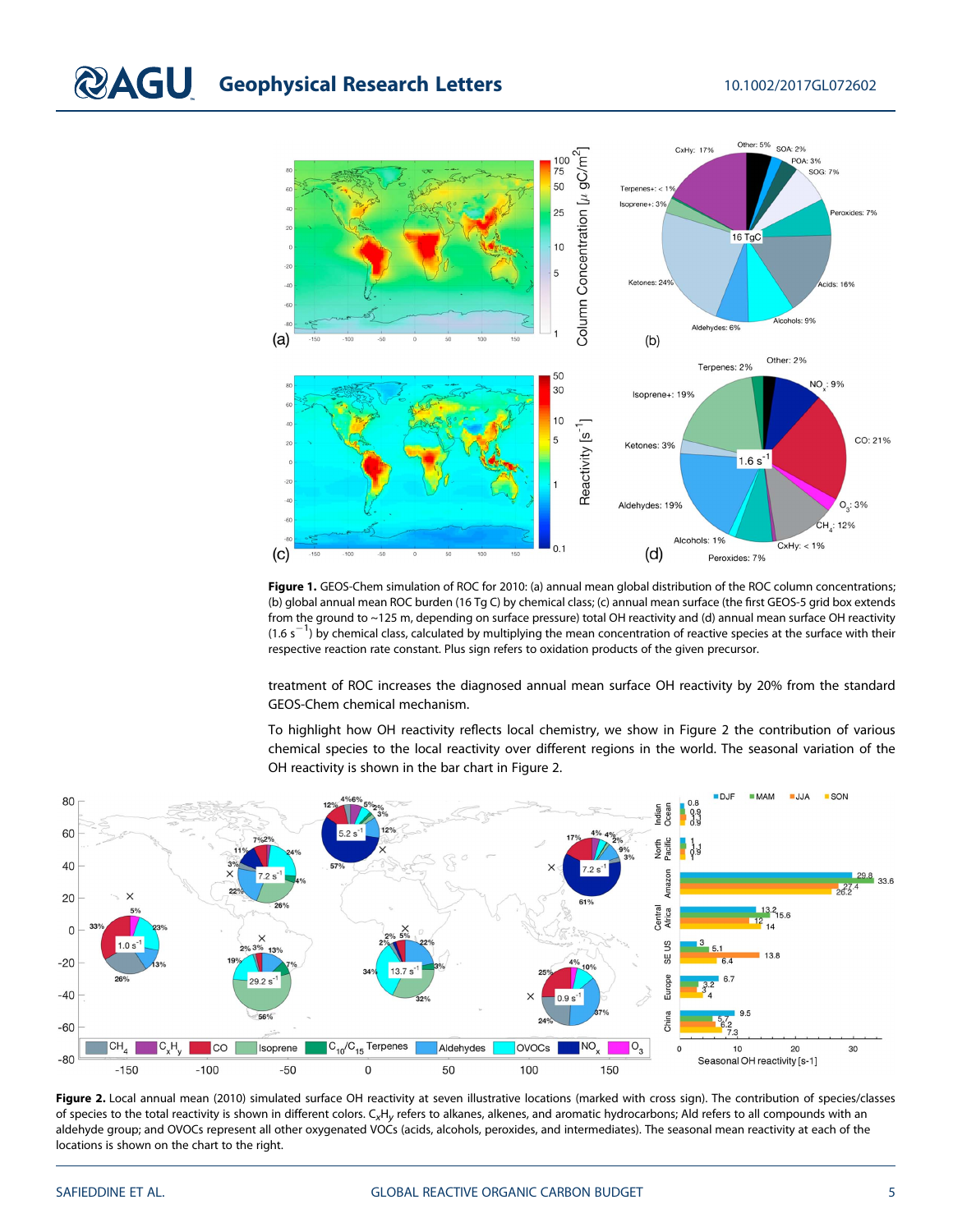**Figure 1.** GEOS-Chem simulation of ROC for 2010: (a) annual mean global distribution of the ROC column concentrations; (b) global annual mean ROC burden (16 Tg C) by chemical class; (c) annual mean surface (the first GEOS-5 grid box extends from the ground to ~125 m, depending on surface pressure) total OH reactivity and (d) annual mean surface OH reactivity (1.6 $s^{-1}$) by chemical class, calculated by multiplying the mean concentration of reactive species at the surface with their respective reaction rate constant. Plus sign refers to oxidation products of the given precursor.

treatment of ROC increases the diagnosed annual mean surface OH reactivity by 20% from the standard GEOS-Chem chemical mechanism.

To highlight how OH reactivity reflects local chemistry, we show in Figure 2 the contribution of various chemical species to the local reactivity over different regions in the world. The seasonal variation of the OH reactivity is shown in the bar chart in Figure 2.

**Figure 2.** Local annual mean (2010) simulated surface OH reactivity at seven illustrative locations (marked with cross sign). The contribution of species/classes of species to the total reactivity is shown in different colors. $C_xH_y$ refers to alkanes, alkenes, and aromatic hydrocarbons; Ald refers to all compounds with an aldehyde group; and OVOCs represent all other oxygenated VOCs (acids, alcohols, peroxides, and intermediates). The seasonal mean reactivity at each of the locations is shown on the chart to the right.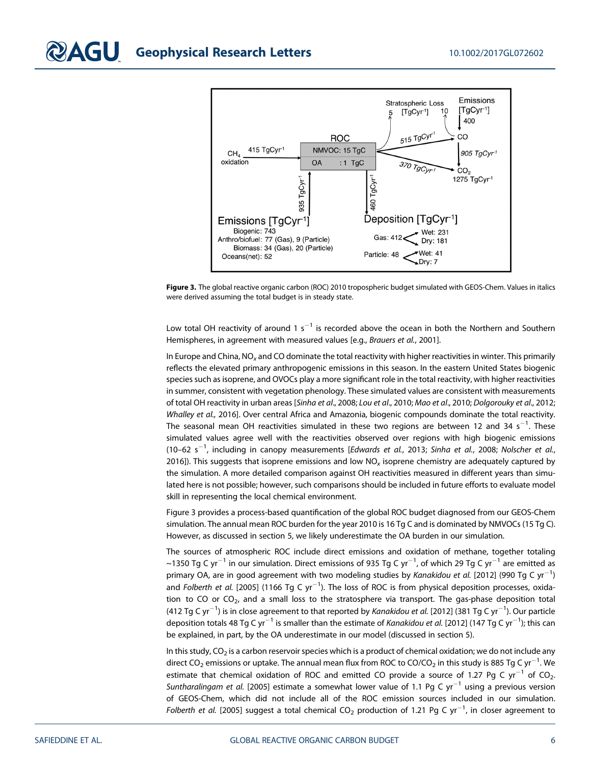**Figure 3.** The global reactive organic carbon (ROC) 2010 tropospheric budget simulated with GEOS-Chem. Values in italics were derived assuming the total budget is in steady state.

Low total OH reactivity of around 1 $s^{-1}$ is recorded above the ocean in both the Northern and Southern Hemispheres, in agreement with measured values [e.g., *Brauers et al.*, 2001].

In Europe and China, $NO_x$ and CO dominate the total reactivity with higher reactivities in winter. This primarily reflects the elevated primary anthropogenic emissions in this season. In the eastern United States biogenic species such as isoprene, and OVOCs play a more significant role in the total reactivity, with higher reactivities in summer, consistent with vegetation phenology. These simulated values are consistent with measurements of total OH reactivity in urban areas [*Sinha et al*., 2008; *Lou et al*., 2010; *Mao et al*., 2010; *Dolgorouky et al*., 2012; *Whalley et al.,* 2016]. Over central Africa and Amazonia, biogenic compounds dominate the total reactivity. The seasonal mean OH reactivities simulated in these two regions are between 12 and 34 $s^{-1}$. These simulated values agree well with the reactivities observed over regions with high biogenic emissions (10–62 $s^{-1}$, including in canopy measurements [*Edwards et al.*, 2013; *Sinha et al.*, 2008; *Nolscher et al.*, 2016]). This suggests that isoprene emissions and low $NO_x$ isoprene chemistry are adequately captured by the simulation. A more detailed comparison against OH reactivities measured in different years than simulated here is not possible; however, such comparisons should be included in future efforts to evaluate model skill in representing the local chemical environment.

Figure 3 provides a process-based quantification of the global ROC budget diagnosed from our GEOS-Chem simulation. The annual mean ROC burden for the year 2010 is 16 Tg C and is dominated by NMVOCs (15 Tg C). However, as discussed in section 5, we likely underestimate the OA burden in our simulation.

The sources of atmospheric ROC include direct emissions and oxidation of methane, together totaling ~1350 Tg C $yr^{-1}$ in our simulation. Direct emissions of 935 Tg C $yr^{-1}$, of which 29 Tg C $yr^{-1}$ are emitted as primary OA, are in good agreement with two modeling studies by *Kanakidou et al.* [2012] (990 Tg C $yr^{-1}$) and *Folberth et al.* [2005] (1166 Tg C $yr^{-1}$). The loss of ROC is from physical deposition processes, oxidation to CO or $CO_2$, and a small loss to the stratosphere via transport. The gas-phase deposition total (412 Tg C $yr^{-1}$) is in close agreement to that reported by *Kanakidou et al.* [2012] (381 Tg C $yr^{-1}$). Our particle deposition totals 48 Tg C $yr^{-1}$ is smaller than the estimate of *Kanakidou et al.* [2012] (147 Tg C $yr^{-1}$); this can be explained, in part, by the OA underestimate in our model (discussed in section 5).

In this study, $CO_2$ is a carbon reservoir species which is a product of chemical oxidation; we do not include any direct $CO_2$ emissions or uptake. The annual mean flux from ROC to CO/$CO_2$ in this study is 885 Tg C $yr^{-1}$. We estimate that chemical oxidation of ROC and emitted CO provide a source of 1.27 Pg C $yr^{-1}$ of $CO_2$. *Suntharalingam et al.* [2005] estimate a somewhat lower value of 1.1 Pg C $yr^{-1}$ using a previous version of GEOS-Chem, which did not include all of the ROC emission sources included in our simulation. *Folberth et al.* [2005] suggest a total chemical $CO_2$ production of 1.21 Pg C $yr^{-1}$, in closer agreement to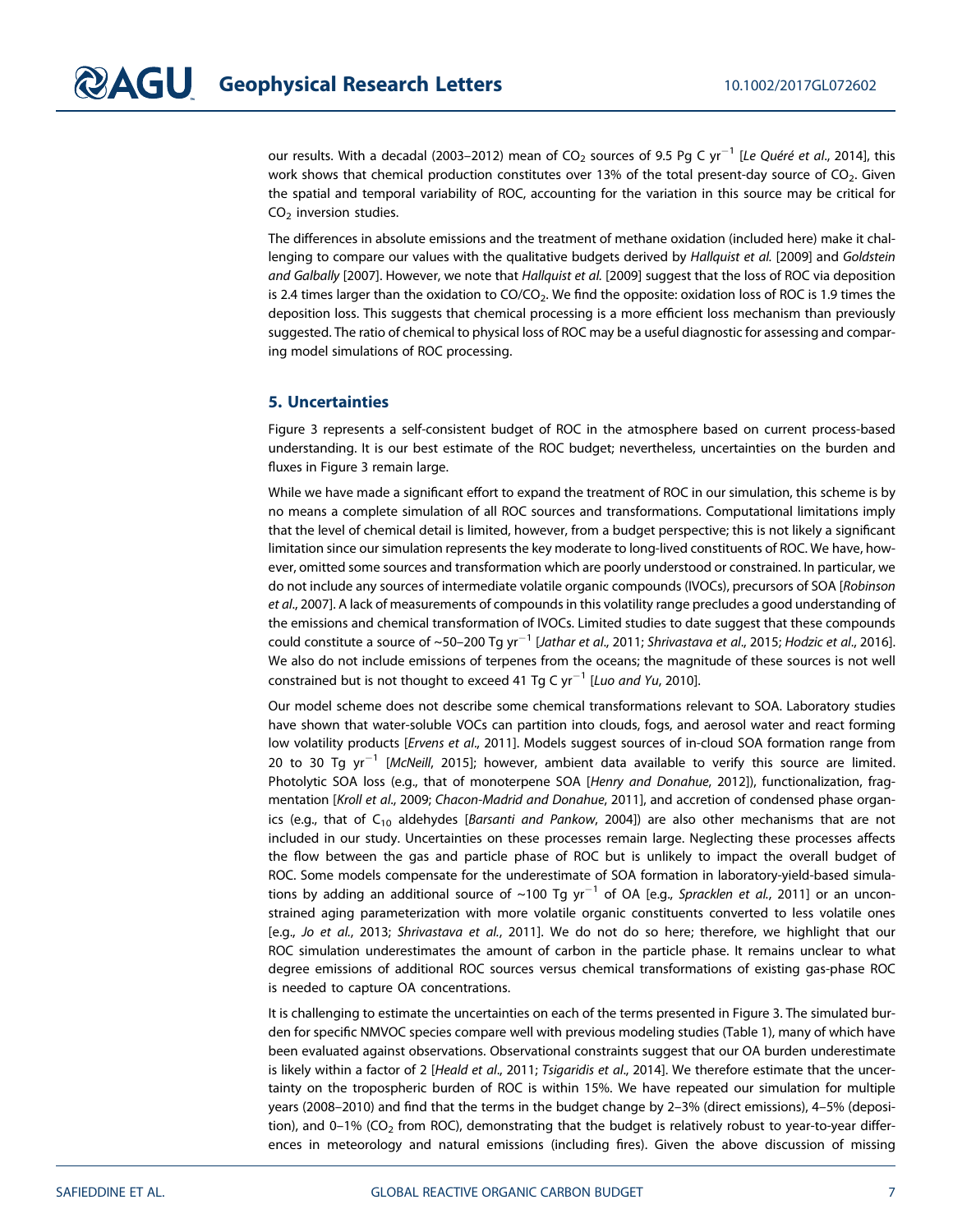our results. With a decadal (2003–2012) mean of $CO_2$ sources of 9.5 Pg C $yr^{-1}$ [*Le Quéré et al.*, 2014], this work shows that chemical production constitutes over 13% of the total present-day source of $CO_2$. Given the spatial and temporal variability of ROC, accounting for the variation in this source may be critical for $CO_2$ inversion studies.

The differences in absolute emissions and the treatment of methane oxidation (included here) make it challenging to compare our values with the qualitative budgets derived by *Hallquist et al.* [2009] and *Goldstein and Galbally* [2007]. However, we note that *Hallquist et al.* [2009] suggest that the loss of ROC via deposition is 2.4 times larger than the oxidation to CO/$CO_2$. We find the opposite: oxidation loss of ROC is 1.9 times the deposition loss. This suggests that chemical processing is a more efficient loss mechanism than previously suggested. The ratio of chemical to physical loss of ROC may be a useful diagnostic for assessing and comparing model simulations of ROC processing.

## 5. Uncertainties

Figure 3 represents a self-consistent budget of ROC in the atmosphere based on current process-based understanding. It is our best estimate of the ROC budget; nevertheless, uncertainties on the burden and fluxes in Figure 3 remain large.

While we have made a significant effort to expand the treatment of ROC in our simulation, this scheme is by no means a complete simulation of all ROC sources and transformations. Computational limitations imply that the level of chemical detail is limited, however, from a budget perspective; this is not likely a significant limitation since our simulation represents the key moderate to long-lived constituents of ROC. We have, however, omitted some sources and transformation which are poorly understood or constrained. In particular, we do not include any sources of intermediate volatile organic compounds (IVOCs), precursors of SOA [*Robinson et al.*, 2007]. A lack of measurements of compounds in this volatility range precludes a good understanding of the emissions and chemical transformation of IVOCs. Limited studies to date suggest that these compounds could constitute a source of ~50–200 Tg $yr^{-1}$ [*Jathar et al.*, 2011; *Shrivastava et al.*, 2015; *Hodzic et al.*, 2016]. We also do not include emissions of terpenes from the oceans; the magnitude of these sources is not well constrained but is not thought to exceed 41 Tg C $yr^{-1}$ [*Luo and Yu*, 2010].

Our model scheme does not describe some chemical transformations relevant to SOA. Laboratory studies have shown that water-soluble VOCs can partition into clouds, fogs, and aerosol water and react forming low volatility products [*Ervens et al.*, 2011]. Models suggest sources of in-cloud SOA formation range from 20 to 30 Tg $yr^{-1}$ [*McNeill*, 2015]; however, ambient data available to verify this source are limited. Photolytic SOA loss (e.g., that of monoterpene SOA [*Henry and Donahue*, 2012]), functionalization, fragmentation [*Kroll et al.*, 2009; *Chacon-Madrid and Donahue*, 2011], and accretion of condensed phase organics (e.g., that of $C_{10}$ aldehydes [*Barsanti and Pankow*, 2004]) are also other mechanisms that are not included in our study. Uncertainties on these processes remain large. Neglecting these processes affects the flow between the gas and particle phase of ROC but is unlikely to impact the overall budget of ROC. Some models compensate for the underestimate of SOA formation in laboratory-yield-based simulations by adding an additional source of ~100 Tg $yr^{-1}$ of OA [e.g., *Spracklen et al.*, 2011] or an unconstrained aging parameterization with more volatile organic constituents converted to less volatile ones [e.g., *Jo et al.*, 2013; *Shrivastava et al.*, 2011]. We do not do so here; therefore, we highlight that our ROC simulation underestimates the amount of carbon in the particle phase. It remains unclear to what degree emissions of additional ROC sources versus chemical transformations of existing gas-phase ROC is needed to capture OA concentrations.

It is challenging to estimate the uncertainties on each of the terms presented in Figure 3. The simulated burden for specific NMVOC species compare well with previous modeling studies (Table 1), many of which have been evaluated against observations. Observational constraints suggest that our OA burden underestimate is likely within a factor of 2 [*Heald et al.*, 2011; *Tsigaridis et al.*, 2014]. We therefore estimate that the uncertainty on the tropospheric burden of ROC is within 15%. We have repeated our simulation for multiple years (2008–2010) and find that the terms in the budget change by 2–3% (direct emissions), 4–5% (deposition), and 0–1% ($CO_2$ from ROC), demonstrating that the budget is relatively robust to year-to-year differences in meteorology and natural emissions (including fires). Given the above discussion of missing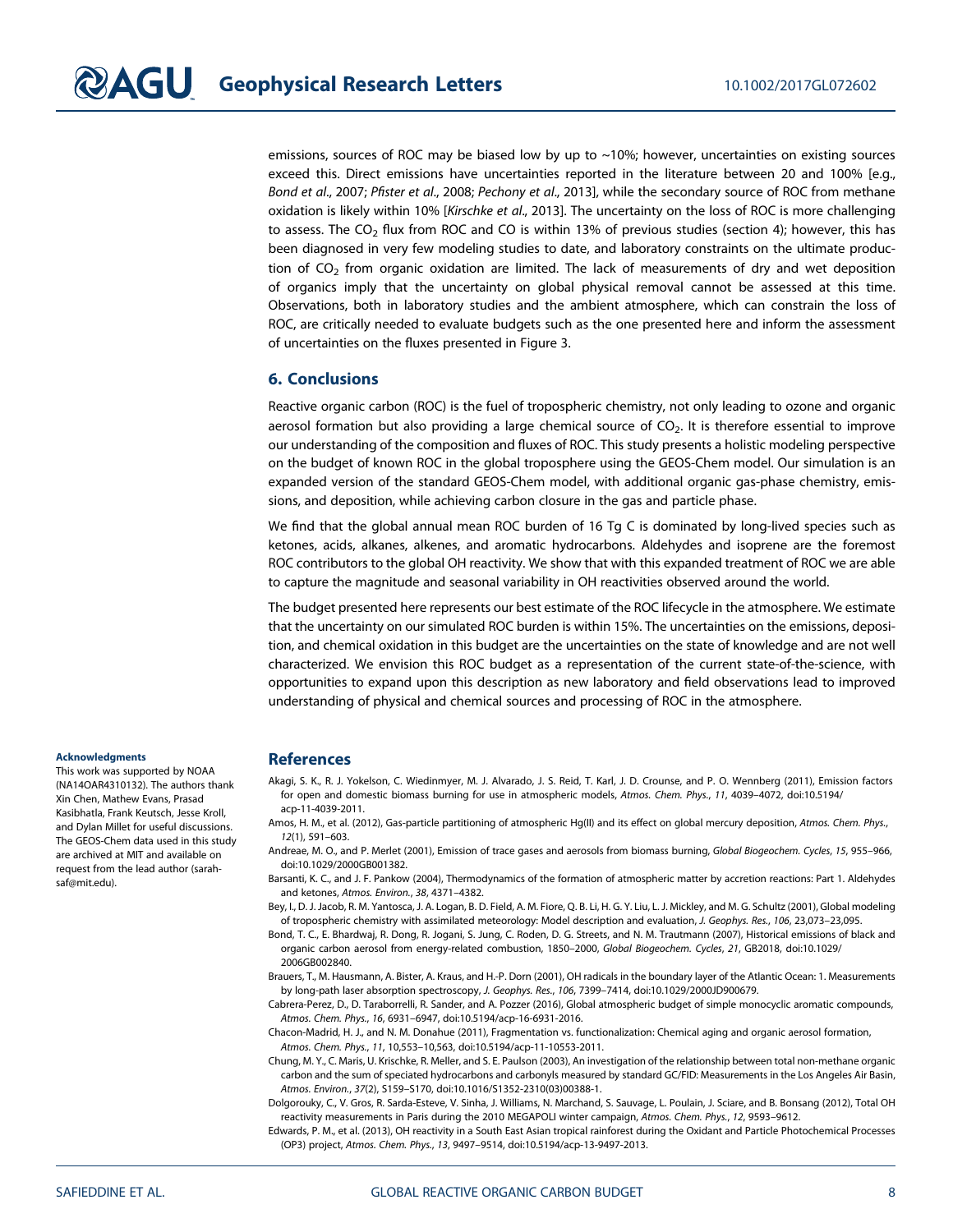emissions, sources of ROC may be biased low by up to ~10%; however, uncertainties on existing sources exceed this. Direct emissions have uncertainties reported in the literature between 20 and 100% [e.g., *Bond et al.*, 2007; *Pfister et al.*, 2008; *Pechony et al.*, 2013], while the secondary source of ROC from methane oxidation is likely within 10% [*Kirschke et al.*, 2013]. The uncertainty on the loss of ROC is more challenging to assess. The $CO_2$ flux from ROC and CO is within 13% of previous studies (section 4); however, this has been diagnosed in very few modeling studies to date, and laboratory constraints on the ultimate production of $CO_2$ from organic oxidation are limited. The lack of measurements of dry and wet deposition of organics imply that the uncertainty on global physical removal cannot be assessed at this time. Observations, both in laboratory studies and the ambient atmosphere, which can constrain the loss of ROC, are critically needed to evaluate budgets such as the one presented here and inform the assessment of uncertainties on the fluxes presented in Figure 3.

## 6. Conclusions

Reactive organic carbon (ROC) is the fuel of tropospheric chemistry, not only leading to ozone and organic aerosol formation but also providing a large chemical source of $CO_2$. It is therefore essential to improve our understanding of the composition and fluxes of ROC. This study presents a holistic modeling perspective on the budget of known ROC in the global troposphere using the GEOS-Chem model. Our simulation is an expanded version of the standard GEOS-Chem model, with additional organic gas-phase chemistry, emissions, and deposition, while achieving carbon closure in the gas and particle phase.

We find that the global annual mean ROC burden of 16 Tg C is dominated by long-lived species such as ketones, acids, alkanes, alkenes, and aromatic hydrocarbons. Aldehydes and isoprene are the foremost ROC contributors to the global OH reactivity. We show that with this expanded treatment of ROC we are able to capture the magnitude and seasonal variability in OH reactivities observed around the world.

The budget presented here represents our best estimate of the ROC lifecycle in the atmosphere. We estimate that the uncertainty on our simulated ROC burden is within 15%. The uncertainties on the emissions, deposition, and chemical oxidation in this budget are the uncertainties on the state of knowledge and are not well characterized. We envision this ROC budget as a representation of the current state-of-the-science, with opportunities to expand upon this description as new laboratory and field observations lead to improved understanding of physical and chemical sources and processing of ROC in the atmosphere.

#### Acknowledgments

This work was supported by NOAA (NA14OAR4310132). The authors thank Xin Chen, Mathew Evans, Prasad Kasibhatla, Frank Keutsch, Jesse Kroll, and Dylan Millet for useful discussions. The GEOS-Chem data used in this study are archived at MIT and available on request from the lead author (sarahsaf@mit.edu).

## References

Akagi, S. K., R. J. Yokelson, C. Wiedinmyer, M. J. Alvarado, J. S. Reid, T. Karl, J. D. Crounse, and P. O. Wennberg (2011), Emission factors for open and domestic biomass burning for use in atmospheric models, *Atmos. Chem. Phys.*, *11*, 4039–4072, doi:10.5194/acp-11-4039-2011.

Amos, H. M., et al. (2012), Gas-particle partitioning of atmospheric Hg(II) and its effect on global mercury deposition, *Atmos. Chem. Phys.*, *12*(1), 591–603.

Andreae, M. O., and P. Merlet (2001), Emission of trace gases and aerosols from biomass burning, *Global Biogeochem. Cycles*, *15*, 955–966, doi:10.1029/2000GB001382.

Barsanti, K. C., and J. F. Pankow (2004), Thermodynamics of the formation of atmospheric matter by accretion reactions: Part 1. Aldehydes and ketones, *Atmos. Environ.*, *38*, 4371–4382.

Bey, I., D. J. Jacob, R. M. Yantosca, J. A. Logan, B. D. Field, A. M. Fiore, Q. B. Li, H. G. Y. Liu, L. J. Mickley, and M. G. Schultz (2001), Global modeling of tropospheric chemistry with assimilated meteorology: Model description and evaluation, *J. Geophys. Res.*, *106*, 23,073–23,095.

Bond, T. C., E. Bhardwaj, R. Dong, R. Jogani, S. Jung, C. Roden, D. G. Streets, and N. M. Trautmann (2007), Historical emissions of black and organic carbon aerosol from energy-related combustion, 1850–2000, *Global Biogeochem. Cycles*, *21*, GB2018, doi:10.1029/2006GB002840.

Brauers, T., M. Hausmann, A. Bister, A. Kraus, and H.-P. Dorn (2001), OH radicals in the boundary layer of the Atlantic Ocean: 1. Measurements by long-path laser absorption spectroscopy, *J. Geophys. Res.*, *106*, 7399–7414, doi:10.1029/2000JD900679.

Cabrera-Perez, D., D. Taraborrelli, R. Sander, and A. Pozzer (2016), Global atmospheric budget of simple monocyclic aromatic compounds, *Atmos. Chem. Phys.*, *16*, 6931–6947, doi:10.5194/acp-16-6931-2016.

Chacon-Madrid, H. J., and N. M. Donahue (2011), Fragmentation vs. functionalization: Chemical aging and organic aerosol formation, *Atmos. Chem. Phys.*, *11*, 10,553–10,563, doi:10.5194/acp-11-10553-2011.

Chung, M. Y., C. Maris, U. Krischke, R. Meller, and S. E. Paulson (2003), An investigation of the relationship between total non-methane organic carbon and the sum of speciated hydrocarbons and carbonyls measured by standard GC/FID: Measurements in the Los Angeles Air Basin, *Atmos. Environ.*, *37*(2), S159–S170, doi:10.1016/S1352-2310(03)00388-1.

Dolgorouky, C., V. Gros, R. Sarda-Esteve, V. Sinha, J. Williams, N. Marchand, S. Sauvage, L. Poulain, J. Sciare, and B. Bonsang (2012), Total OH reactivity measurements in Paris during the 2010 MEGAPOLI winter campaign, *Atmos. Chem. Phys.*, *12*, 9593–9612.

Edwards, P. M., et al. (2013), OH reactivity in a South East Asian tropical rainforest during the Oxidant and Particle Photochemical Processes (OP3) project, *Atmos. Chem. Phys.*, *13*, 9497–9514, doi:10.5194/acp-13-9497-2013.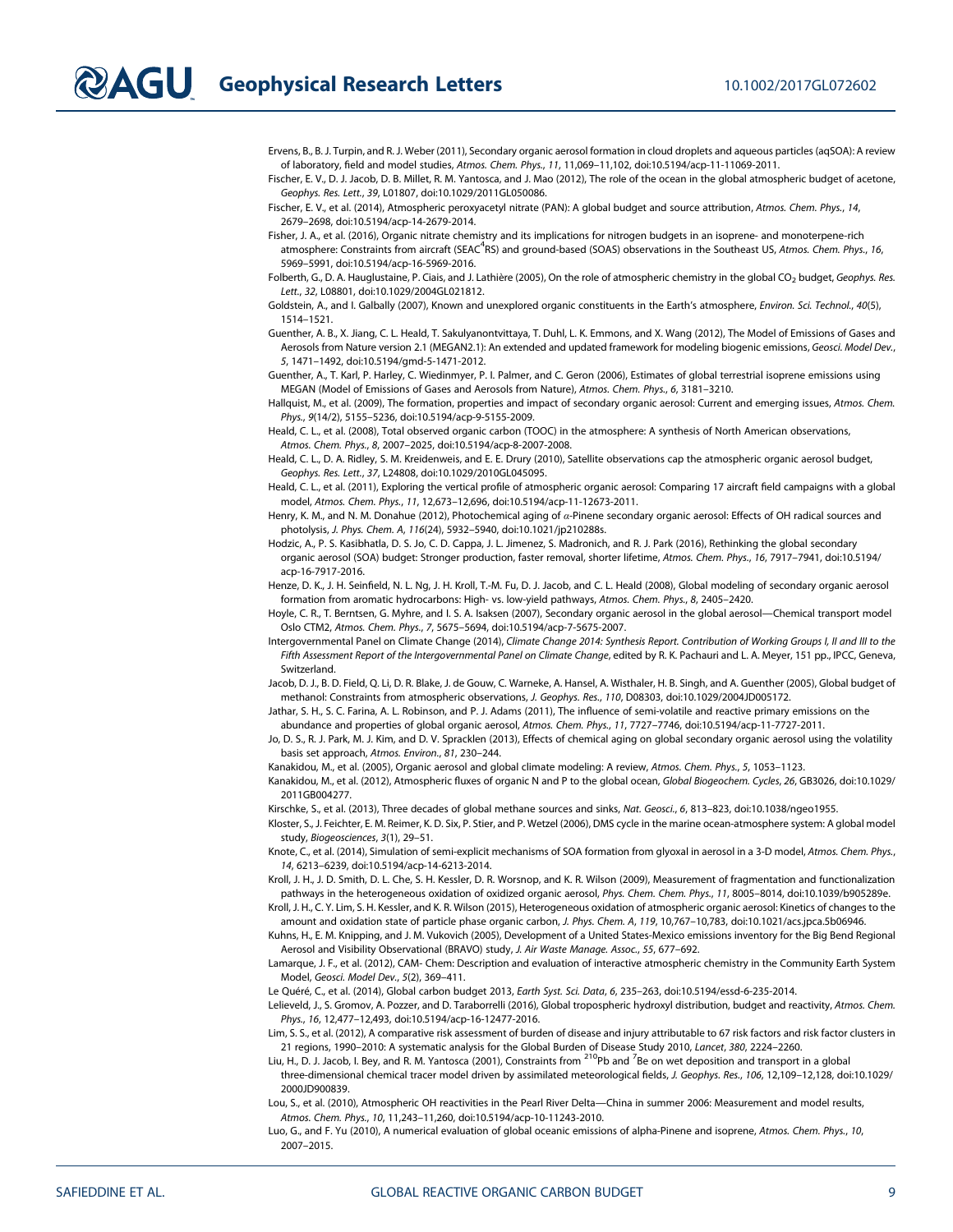Ervens, B., B. J. Turpin, and R. J. Weber (2011), Secondary organic aerosol formation in cloud droplets and aqueous particles (aqSOA): A review of laboratory, field and model studies, *Atmos. Chem. Phys.*, *11*, 11,069–11,102, doi:10.5194/acp-11-11069-2011.

Fischer, E. V., D. J. Jacob, D. B. Millet, R. M. Yantosca, and J. Mao (2012), The role of the ocean in the global atmospheric budget of acetone, *Geophys. Res. Lett.*, *39*, L01807, doi:10.1029/2011GL050086.

Fischer, E. V., et al. (2014), Atmospheric peroxyacetyl nitrate (PAN): A global budget and source attribution, *Atmos. Chem. Phys.*, *14*, 2679–2698, doi:10.5194/acp-14-2679-2014.

Fisher, J. A., et al. (2016), Organic nitrate chemistry and its implications for nitrogen budgets in an isoprene- and monoterpene-rich atmosphere: Constraints from aircraft (SEAC$^4$RS) and ground-based (SOAS) observations in the Southeast US, *Atmos. Chem. Phys.*, *16*, 5969–5991, doi:10.5194/acp-16-5969-2016.

Folberth, G., D. A. Hauglustaine, P. Ciais, and J. Lathière (2005), On the role of atmospheric chemistry in the global $CO_2$ budget, *Geophys. Res. Lett.*, *32*, L08801, doi:10.1029/2004GL021812.

Goldstein, A., and I. Galbally (2007), Known and unexplored organic constituents in the Earth's atmosphere, *Environ. Sci. Technol.*, *40*(5), 1514–1521.

Guenther, A. B., X. Jiang, C. L. Heald, T. Sakulyanontvittaya, T. Duhl, L. K. Emmons, and X. Wang (2012), The Model of Emissions of Gases and Aerosols from Nature version 2.1 (MEGAN2.1): An extended and updated framework for modeling biogenic emissions, *Geosci. Model Dev.*, *5*, 1471–1492, doi:10.5194/gmd-5-1471-2012.

Guenther, A., T. Karl, P. Harley, C. Wiedinmyer, P. I. Palmer, and C. Geron (2006), Estimates of global terrestrial isoprene emissions using MEGAN (Model of Emissions of Gases and Aerosols from Nature), *Atmos. Chem. Phys.*, *6*, 3181–3210.

Hallquist, M., et al. (2009), The formation, properties and impact of secondary organic aerosol: Current and emerging issues, *Atmos. Chem. Phys.*, *9*(14/2), 5155–5236, doi:10.5194/acp-9-5155-2009.

Heald, C. L., et al. (2008), Total observed organic carbon (TOOC) in the atmosphere: A synthesis of North American observations, *Atmos. Chem. Phys.*, *8*, 2007–2025, doi:10.5194/acp-8-2007-2008.

Heald, C. L., D. A. Ridley, S. M. Kreidenweis, and E. E. Drury (2010), Satellite observations cap the atmospheric organic aerosol budget, *Geophys. Res. Lett.*, *37*, L24808, doi:10.1029/2010GL045095.

Heald, C. L., et al. (2011), Exploring the vertical profile of atmospheric organic aerosol: Comparing 17 aircraft field campaigns with a global model, *Atmos. Chem. Phys.*, *11*, 12,673–12,696, doi:10.5194/acp-11-12673-2011.

Henry, K. M., and N. M. Donahue (2012), Photochemical aging of $\alpha$-Pinene secondary organic aerosol: Effects of OH radical sources and photolysis, *J. Phys. Chem. A*, *116*(24), 5932–5940, doi:10.1021/jp210288s.

Hodzic, A., P. S. Kasibhatla, D. S. Jo, C. D. Cappa, J. L. Jimenez, S. Madronich, and R. J. Park (2016), Rethinking the global secondary organic aerosol (SOA) budget: Stronger production, faster removal, shorter lifetime, *Atmos. Chem. Phys.*, *16*, 7917–7941, doi:10.5194/acp-16-7917-2016.

Henze, D. K., J. H. Seinfield, N. L. Ng, J. H. Kroll, T.-M. Fu, D. J. Jacob, and C. L. Heald (2008), Global modeling of secondary organic aerosol formation from aromatic hydrocarbons: High- vs. low-yield pathways, *Atmos. Chem. Phys.*, *8*, 2405–2420.

Hoyle, C. R., T. Berntsen, G. Myhre, and I. S. A. Isaksen (2007), Secondary organic aerosol in the global aerosol—Chemical transport model Oslo CTM2, *Atmos. Chem. Phys.*, *7*, 5675–5694, doi:10.5194/acp-7-5675-2007.

Intergovernmental Panel on Climate Change (2014), *Climate Change 2014: Synthesis Report. Contribution of Working Groups I, II and III to the Fifth Assessment Report of the Intergovernmental Panel on Climate Change*, edited by R. K. Pachauri and L. A. Meyer, 151 pp., IPCC, Geneva, Switzerland.

Jacob, D. J., B. D. Field, Q. Li, D. R. Blake, J. de Gouw, C. Warneke, A. Hansel, A. Wisthaler, H. B. Singh, and A. Guenther (2005), Global budget of methanol: Constraints from atmospheric observations, *J. Geophys. Res.*, *110*, D08303, doi:10.1029/2004JD005172.

Jathar, S. H., S. C. Farina, A. L. Robinson, and P. J. Adams (2011), The influence of semi-volatile and reactive primary emissions on the abundance and properties of global organic aerosol, *Atmos. Chem. Phys.*, *11*, 7727–7746, doi:10.5194/acp-11-7727-2011.

Jo, D. S., R. J. Park, M. J. Kim, and D. V. Spracklen (2013), Effects of chemical aging on global secondary organic aerosol using the volatility basis set approach, *Atmos. Environ.*, *81*, 230–244.

Kanakidou, M., et al. (2005), Organic aerosol and global climate modeling: A review, *Atmos. Chem. Phys.*, *5*, 1053–1123.

Kanakidou, M., et al. (2012), Atmospheric fluxes of organic N and P to the global ocean, *Global Biogeochem. Cycles*, *26*, GB3026, doi:10.1029/2011GB004277.

Kirschke, S., et al. (2013), Three decades of global methane sources and sinks, *Nat. Geosci.*, *6*, 813–823, doi:10.1038/ngeo1955.

Kloster, S., J. Feichter, E. M. Reimer, K. D. Six, P. Stier, and P. Wetzel (2006), DMS cycle in the marine ocean-atmosphere system: A global model study, *Biogeosciences*, *3*(1), 29–51.

Knote, C., et al. (2014), Simulation of semi-explicit mechanisms of SOA formation from glyoxal in aerosol in a 3-D model, *Atmos. Chem. Phys.*, *14*, 6213–6239, doi:10.5194/acp-14-6213-2014.

Kroll, J. H., J. D. Smith, D. L. Che, S. H. Kessler, D. R. Worsnop, and K. R. Wilson (2009), Measurement of fragmentation and functionalization pathways in the heterogeneous oxidation of oxidized organic aerosol, *Phys. Chem. Chem. Phys.*, *11*, 8005–8014, doi:10.1039/b905289e.

Kroll, J. H., C. Y. Lim, S. H. Kessler, and K. R. Wilson (2015), Heterogeneous oxidation of atmospheric organic aerosol: Kinetics of changes to the amount and oxidation state of particle phase organic carbon, *J. Phys. Chem. A*, *119*, 10,767–10,783, doi:10.1021/acs.jpca.5b06946.

Kuhns, H., E. M. Knipping, and J. M. Vukovich (2005), Development of a United States-Mexico emissions inventory for the Big Bend Regional Aerosol and Visibility Observational (BRAVO) study, *J. Air Waste Manage. Assoc.*, *55*, 677–692.

Lamarque, J. F., et al. (2012), CAM- Chem: Description and evaluation of interactive atmospheric chemistry in the Community Earth System Model, *Geosci. Model Dev.*, *5*(2), 369–411.

Le Quéré, C., et al. (2014), Global carbon budget 2013, *Earth Syst. Sci. Data*, *6*, 235–263, doi:10.5194/essd-6-235-2014.

Lelieveld, J., S. Gromov, A. Pozzer, and D. Taraborrelli (2016), Global tropospheric hydroxyl distribution, budget and reactivity, *Atmos. Chem. Phys.*, *16*, 12,477–12,493, doi:10.5194/acp-16-12477-2016.

Lim, S. S., et al. (2012), A comparative risk assessment of burden of disease and injury attributable to 67 risk factors and risk factor clusters in 21 regions, 1990–2010: A systematic analysis for the Global Burden of Disease Study 2010, *Lancet*, *380*, 2224–2260.

Liu, H., D. J. Jacob, I. Bey, and R. M. Yantosca (2001), Constraints from $^{210}$Pb and $^{7}$Be on wet deposition and transport in a global three-dimensional chemical tracer model driven by assimilated meteorological fields, *J. Geophys. Res.*, *106*, 12,109–12,128, doi:10.1029/2000JD900839.

Lou, S., et al. (2010), Atmospheric OH reactivities in the Pearl River Delta—China in summer 2006: Measurement and model results, *Atmos. Chem. Phys.*, *10*, 11,243–11,260, doi:10.5194/acp-10-11243-2010.

Luo, G., and F. Yu (2010), A numerical evaluation of global oceanic emissions of alpha-Pinene and isoprene, *Atmos. Chem. Phys.*, *10*, 2007–2015.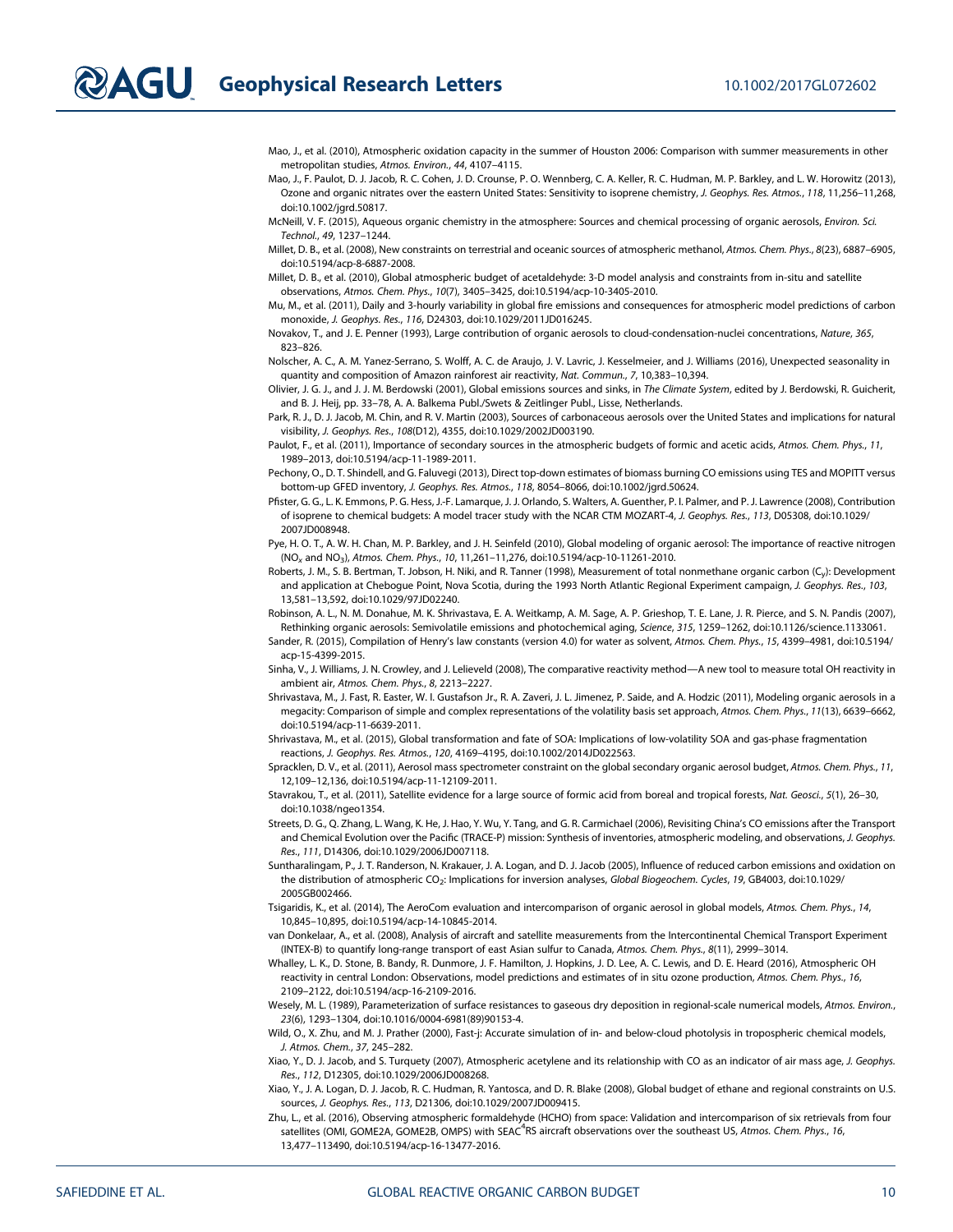Mao, J., et al. (2010), Atmospheric oxidation capacity in the summer of Houston 2006: Comparison with summer measurements in other metropolitan studies, *Atmos. Environ.*, *44*, 4107–4115.

Mao, J., F. Paulot, D. J. Jacob, R. C. Cohen, J. D. Crounse, P. O. Wennberg, C. A. Keller, R. C. Hudman, M. P. Barkley, and L. W. Horowitz (2013), Ozone and organic nitrates over the eastern United States: Sensitivity to isoprene chemistry, *J. Geophys. Res. Atmos.*, *118*, 11,256–11,268, doi:10.1002/jgrd.50817.

McNeill, V. F. (2015), Aqueous organic chemistry in the atmosphere: Sources and chemical processing of organic aerosols, *Environ. Sci. Technol.*, *49*, 1237–1244.

Millet, D. B., et al. (2008), New constraints on terrestrial and oceanic sources of atmospheric methanol, *Atmos. Chem. Phys.*, *8*(23), 6887–6905, doi:10.5194/acp-8-6887-2008.

Millet, D. B., et al. (2010), Global atmospheric budget of acetaldehyde: 3-D model analysis and constraints from in-situ and satellite observations, *Atmos. Chem. Phys.*, *10*(7), 3405–3425, doi:10.5194/acp-10-3405-2010.

Mu, M., et al. (2011), Daily and 3-hourly variability in global fire emissions and consequences for atmospheric model predictions of carbon monoxide, *J. Geophys. Res.*, *116*, D24303, doi:10.1029/2011JD016245.

Novakov, T., and J. E. Penner (1993), Large contribution of organic aerosols to cloud-condensation-nuclei concentrations, *Nature*, *365*, 823–826.

Nolscher, A. C., A. M. Yanez-Serrano, S. Wolff, A. C. de Araujo, J. V. Lavric, J. Kesselmeier, and J. Williams (2016), Unexpected seasonality in quantity and composition of Amazon rainforest air reactivity, *Nat. Commun.*, *7*, 10,383–10,394.

Olivier, J. G. J., and J. J. M. Berdowski (2001), Global emissions sources and sinks, in *The Climate System*, edited by J. Berdowski, R. Guicherit, and B. J. Heij, pp. 33–78, A. A. Balkema Publ./Swets & Zeitlinger Publ., Lisse, Netherlands.

Park, R. J., D. J. Jacob, M. Chin, and R. V. Martin (2003), Sources of carbonaceous aerosols over the United States and implications for natural visibility, *J. Geophys. Res.*, *108*(D12), 4355, doi:10.1029/2002JD003190.

Paulot, F., et al. (2011), Importance of secondary sources in the atmospheric budgets of formic and acetic acids, *Atmos. Chem. Phys.*, *11*, 1989–2013, doi:10.5194/acp-11-1989-2011.

Pechony, O., D. T. Shindell, and G. Faluvegi (2013), Direct top-down estimates of biomass burning CO emissions using TES and MOPITT versus bottom-up GFED inventory, *J. Geophys. Res. Atmos.*, *118*, 8054–8066, doi:10.1002/jgrd.50624.

Pfister, G. G., L. K. Emmons, P. G. Hess, J.-F. Lamarque, J. J. Orlando, S. Walters, A. Guenther, P. I. Palmer, and P. J. Lawrence (2008), Contribution of isoprene to chemical budgets: A model tracer study with the NCAR CTM MOZART-4, *J. Geophys. Res.*, *113*, D05308, doi:10.1029/2007JD008948.

Pye, H. O. T., A. W. H. Chan, M. P. Barkley, and J. H. Seinfeld (2010), Global modeling of organic aerosol: The importance of reactive nitrogen ($NO_x$ and $NO_3$), *Atmos. Chem. Phys.*, *10*, 11,261–11,276, doi:10.5194/acp-10-11261-2010.

Roberts, J. M., S. B. Bertman, T. Jobson, H. Niki, and R. Tanner (1998), Measurement of total nonmethane organic carbon ($C_y$): Development and application at Chebogue Point, Nova Scotia, during the 1993 North Atlantic Regional Experiment campaign, *J. Geophys. Res.*, *103*, 13,581–13,592, doi:10.1029/97JD02240.

Robinson, A. L., N. M. Donahue, M. K. Shrivastava, E. A. Weitkamp, A. M. Sage, A. P. Grieshop, T. E. Lane, J. R. Pierce, and S. N. Pandis (2007), Rethinking organic aerosols: Semivolatile emissions and photochemical aging, *Science*, *315*, 1259–1262, doi:10.1126/science.1133061.

Sander, R. (2015), Compilation of Henry's law constants (version 4.0) for water as solvent, *Atmos. Chem. Phys.*, *15*, 4399–4981, doi:10.5194/acp-15-4399-2015.

Sinha, V., J. Williams, J. N. Crowley, and J. Lelieveld (2008), The comparative reactivity method—A new tool to measure total OH reactivity in ambient air, *Atmos. Chem. Phys.*, *8*, 2213–2227.

Shrivastava, M., J. Fast, R. Easter, W. I. Gustafson Jr., R. A. Zaveri, J. L. Jimenez, P. Saide, and A. Hodzic (2011), Modeling organic aerosols in a megacity: Comparison of simple and complex representations of the volatility basis set approach, *Atmos. Chem. Phys.*, *11*(13), 6639–6662, doi:10.5194/acp-11-6639-2011.

Shrivastava, M., et al. (2015), Global transformation and fate of SOA: Implications of low-volatility SOA and gas-phase fragmentation reactions, *J. Geophys. Res. Atmos.*, *120*, 4169–4195, doi:10.1002/2014JD022563.

Spracklen, D. V., et al. (2011), Aerosol mass spectrometer constraint on the global secondary organic aerosol budget, *Atmos. Chem. Phys.*, *11*, 12,109–12,136, doi:10.5194/acp-11-12109-2011.

Stavrakou, T., et al. (2011), Satellite evidence for a large source of formic acid from boreal and tropical forests, *Nat. Geosci.*, *5*(1), 26–30, doi:10.1038/ngeo1354.

Streets, D. G., Q. Zhang, L. Wang, K. He, J. Hao, Y. Wu, Y. Tang, and G. R. Carmichael (2006), Revisiting China's CO emissions after the Transport and Chemical Evolution over the Pacific (TRACE-P) mission: Synthesis of inventories, atmospheric modeling, and observations, *J. Geophys. Res.*, *111*, D14306, doi:10.1029/2006JD007118.

Suntharalingam, P., J. T. Randerson, N. Krakauer, J. A. Logan, and D. J. Jacob (2005), Influence of reduced carbon emissions and oxidation on the distribution of atmospheric $CO_2$: Implications for inversion analyses, *Global Biogeochem. Cycles*, *19*, GB4003, doi:10.1029/2005GB002466.

Tsigaridis, K., et al. (2014), The AeroCom evaluation and intercomparison of organic aerosol in global models, *Atmos. Chem. Phys.*, *14*, 10,845–10,895, doi:10.5194/acp-14-10845-2014.

van Donkelaar, A., et al. (2008), Analysis of aircraft and satellite measurements from the Intercontinental Chemical Transport Experiment (INTEX-B) to quantify long-range transport of east Asian sulfur to Canada, *Atmos. Chem. Phys.*, *8*(11), 2999–3014.

Whalley, L. K., D. Stone, B. Bandy, R. Dunmore, J. F. Hamilton, J. Hopkins, J. D. Lee, A. C. Lewis, and D. E. Heard (2016), Atmospheric OH reactivity in central London: Observations, model predictions and estimates of in situ ozone production, *Atmos. Chem. Phys.*, *16*, 2109–2122, doi:10.5194/acp-16-2109-2016.

Wesely, M. L. (1989), Parameterization of surface resistances to gaseous dry deposition in regional-scale numerical models, *Atmos. Environ.*, *23*(6), 1293–1304, doi:10.1016/0004-6981(89)90153-4.

Wild, O., X. Zhu, and M. J. Prather (2000), Fast-j: Accurate simulation of in- and below-cloud photolysis in tropospheric chemical models, *J. Atmos. Chem.*, *37*, 245–282.

Xiao, Y., D. J. Jacob, and S. Turquety (2007), Atmospheric acetylene and its relationship with CO as an indicator of air mass age, *J. Geophys. Res.*, *112*, D12305, doi:10.1029/2006JD008268.

Xiao, Y., J. A. Logan, D. J. Jacob, R. C. Hudman, R. Yantosca, and D. R. Blake (2008), Global budget of ethane and regional constraints on U.S. sources, *J. Geophys. Res.*, *113*, D21306, doi:10.1029/2007JD009415.

Zhu, L., et al. (2016), Observing atmospheric formaldehyde (HCHO) from space: Validation and intercomparison of six retrievals from four satellites (OMI, GOME2A, GOME2B, OMPS) with SEAC$^4$RS aircraft observations over the southeast US, *Atmos. Chem. Phys.*, *16*, 13,477–113490, doi:10.5194/acp-16-13477-2016.